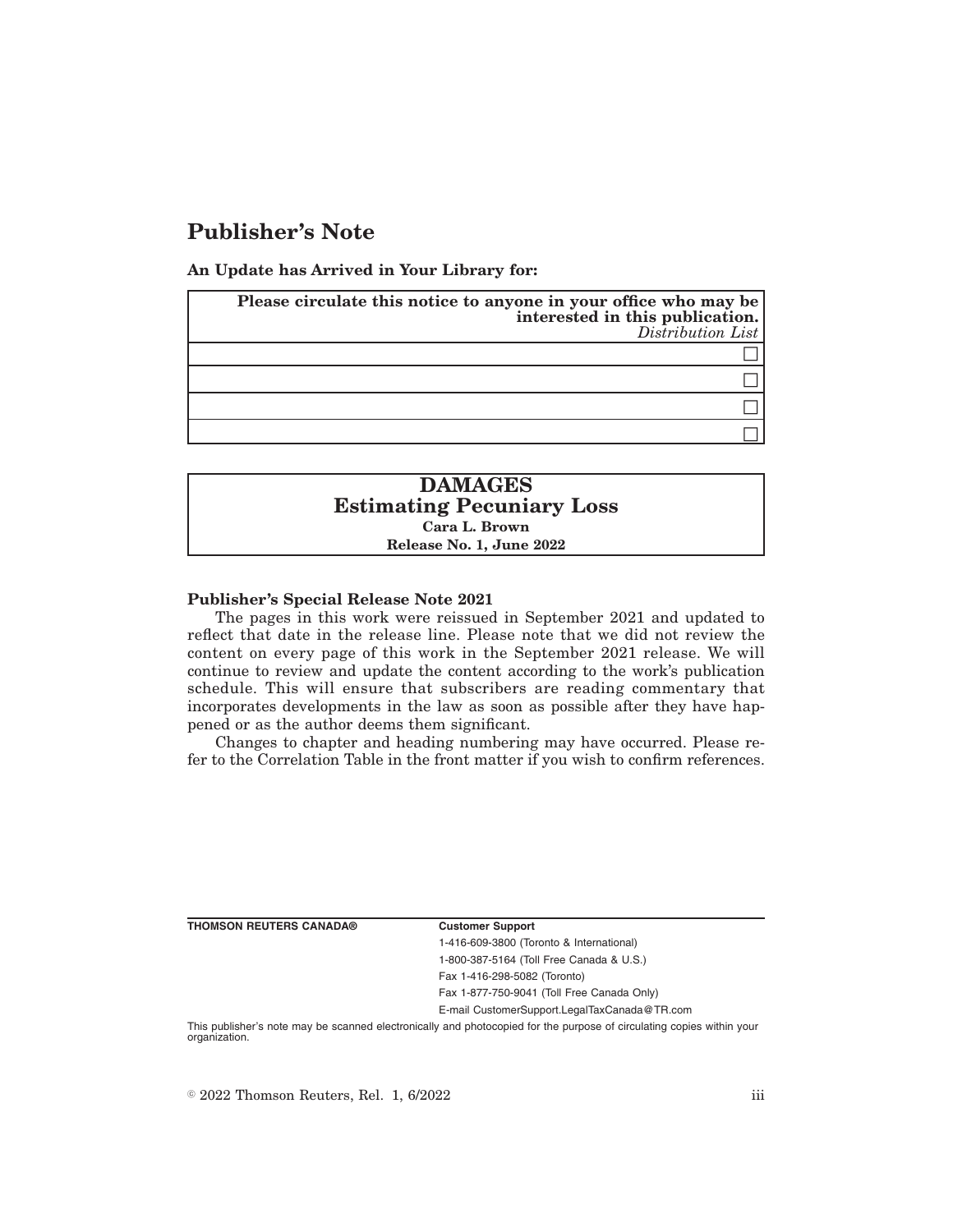# Publisher's Note

**An Update has Arrived in Your Library for:**

| **Please circulate this notice to anyone in your office who may be interested in this publication.** *Distribution List* |
|---|
| ☐ |
| ☐ |
| ☐ |
| ☐ |

**DAMAGES**
**Estimating Pecuniary Loss**
**Cara L. Brown**
**Release No. 1, June 2022**

**Publisher's Special Release Note 2021**

The pages in this work were reissued in September 2021 and updated to reflect that date in the release line. Please note that we did not review the content on every page of this work in the September 2021 release. We will continue to review and update the content according to the work's publication schedule. This will ensure that subscribers are reading commentary that incorporates developments in the law as soon as possible after they have happened or as the author deems them significant.

Changes to chapter and heading numbering may have occurred. Please refer to the Correlation Table in the front matter if you wish to confirm references.

**THOMSON REUTERS CANADA®**

**Customer Support**

1-416-609-3800 (Toronto & International)

1-800-387-5164 (Toll Free Canada & U.S.)

Fax 1-416-298-5082 (Toronto)

Fax 1-877-750-9041 (Toll Free Canada Only)

E-mail CustomerSupport.LegalTaxCanada@TR.com

This publisher's note may be scanned electronically and photocopied for the purpose of circulating copies within your organization.

© 2022 Thomson Reuters, Rel. 1, 6/2022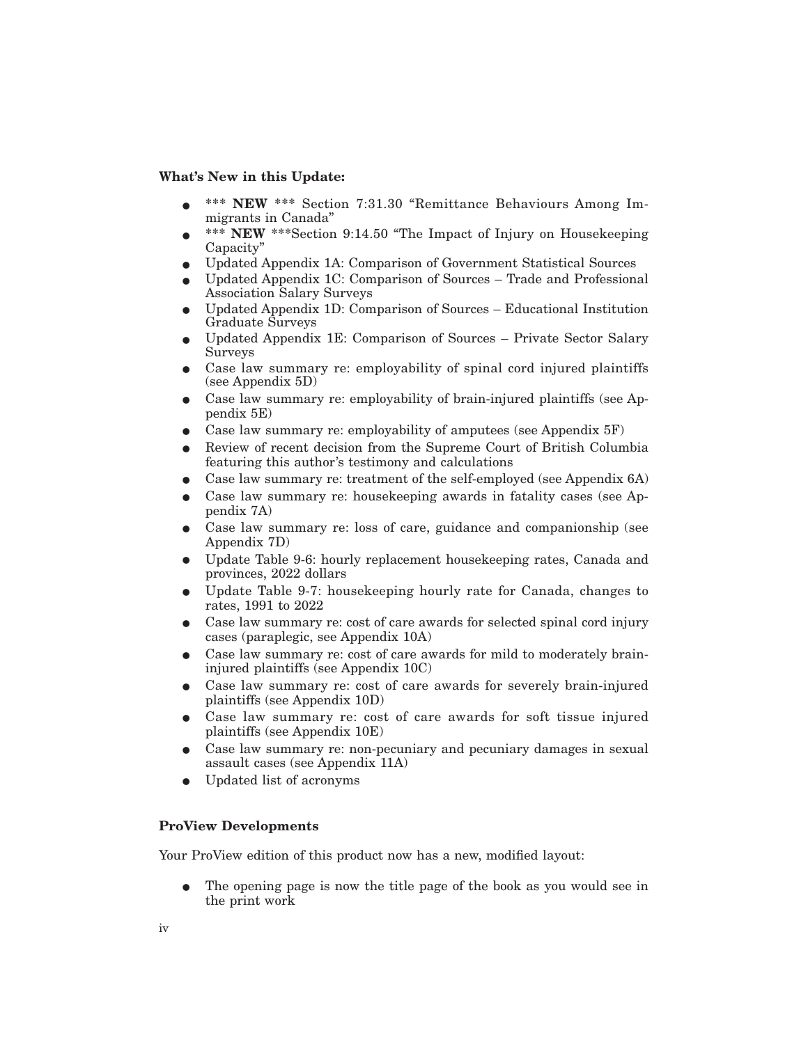**What's New in this Update:**

- *** **NEW** *** Section 7:31.30 "Remittance Behaviours Among Immigrants in Canada"
- *** **NEW** ***Section 9:14.50 "The Impact of Injury on Housekeeping Capacity"
- Updated Appendix 1A: Comparison of Government Statistical Sources
- Updated Appendix 1C: Comparison of Sources – Trade and Professional Association Salary Surveys
- Updated Appendix 1D: Comparison of Sources – Educational Institution Graduate Surveys
- Updated Appendix 1E: Comparison of Sources – Private Sector Salary Surveys
- Case law summary re: employability of spinal cord injured plaintiffs (see Appendix 5D)
- Case law summary re: employability of brain-injured plaintiffs (see Appendix 5E)
- Case law summary re: employability of amputees (see Appendix 5F)
- Review of recent decision from the Supreme Court of British Columbia featuring this author's testimony and calculations
- Case law summary re: treatment of the self-employed (see Appendix 6A)
- Case law summary re: housekeeping awards in fatality cases (see Appendix 7A)
- Case law summary re: loss of care, guidance and companionship (see Appendix 7D)
- Update Table 9-6: hourly replacement housekeeping rates, Canada and provinces, 2022 dollars
- Update Table 9-7: housekeeping hourly rate for Canada, changes to rates, 1991 to 2022
- Case law summary re: cost of care awards for selected spinal cord injury cases (paraplegic, see Appendix 10A)
- Case law summary re: cost of care awards for mild to moderately brain-injured plaintiffs (see Appendix 10C)
- Case law summary re: cost of care awards for severely brain-injured plaintiffs (see Appendix 10D)
- Case law summary re: cost of care awards for soft tissue injured plaintiffs (see Appendix 10E)
- Case law summary re: non-pecuniary and pecuniary damages in sexual assault cases (see Appendix 11A)
- Updated list of acronyms

**ProView Developments**

Your ProView edition of this product now has a new, modified layout:

- The opening page is now the title page of the book as you would see in the print work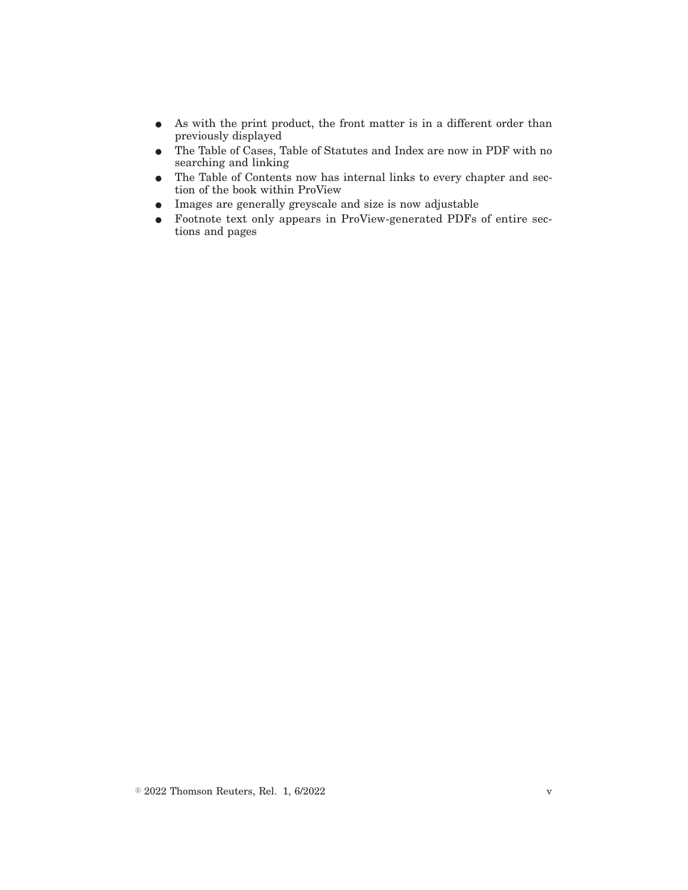- As with the print product, the front matter is in a different order than previously displayed
- The Table of Cases, Table of Statutes and Index are now in PDF with no searching and linking
- The Table of Contents now has internal links to every chapter and section of the book within ProView
- Images are generally greyscale and size is now adjustable
- Footnote text only appears in ProView-generated PDFs of entire sections and pages